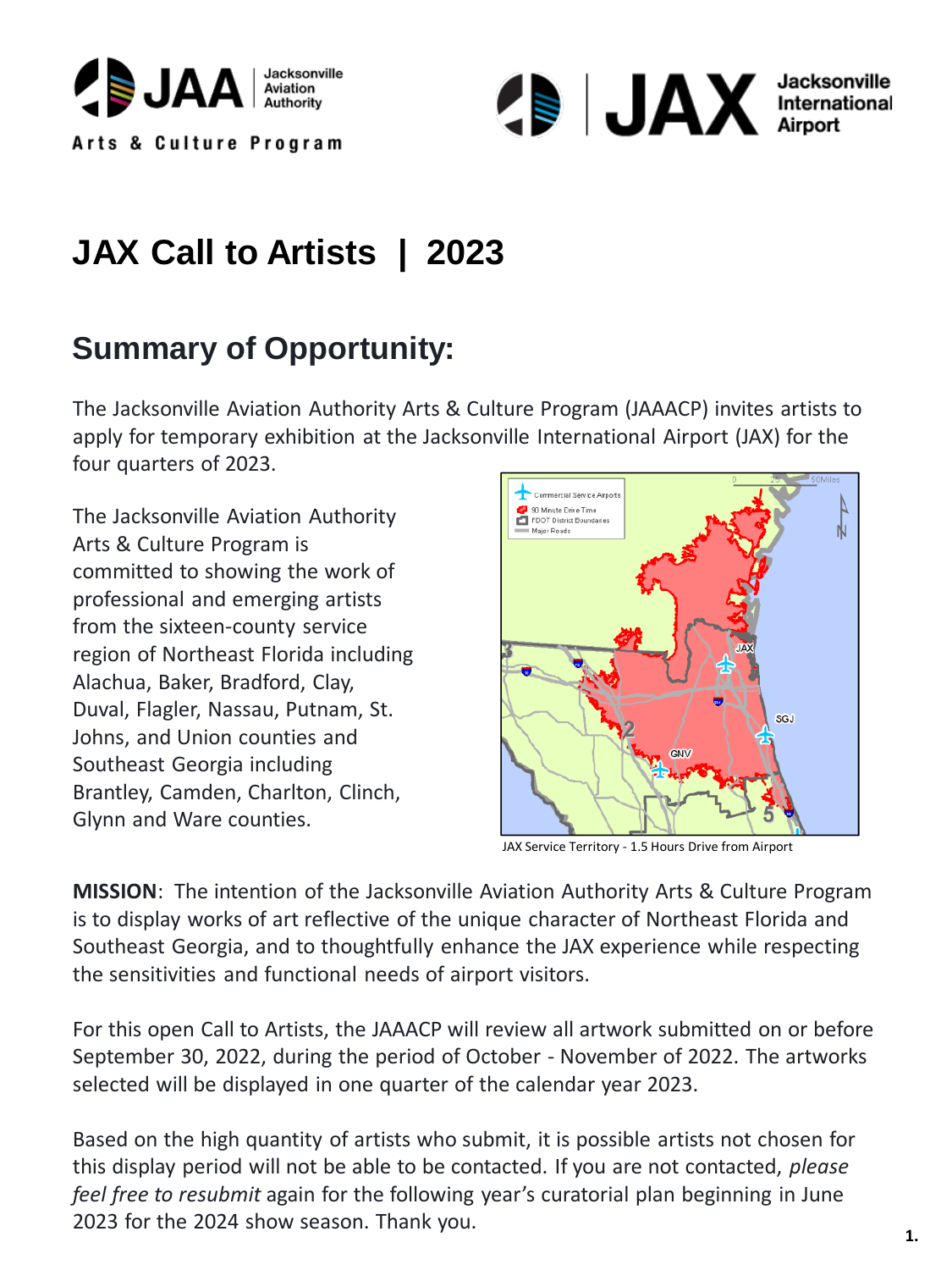# JAX Call to Artists | 2023

## Summary of Opportunity:

The Jacksonville Aviation Authority Arts & Culture Program (JAAACP) invites artists to apply for temporary exhibition at the Jacksonville International Airport (JAX) for the four quarters of 2023.

The Jacksonville Aviation Authority Arts & Culture Program is committed to showing the work of professional and emerging artists from the sixteen-county service region of Northeast Florida including Alachua, Baker, Bradford, Clay, Duval, Flagler, Nassau, Putnam, St. Johns, and Union counties and Southeast Georgia including Brantley, Camden, Charlton, Clinch, Glynn and Ware counties.

JAX Service Territory - 1.5 Hours Drive from Airport

**MISSION**: The intention of the Jacksonville Aviation Authority Arts & Culture Program is to display works of art reflective of the unique character of Northeast Florida and Southeast Georgia, and to thoughtfully enhance the JAX experience while respecting the sensitivities and functional needs of airport visitors.

For this open Call to Artists, the JAAACP will review all artwork submitted on or before September 30, 2022, during the period of October - November of 2022. The artworks selected will be displayed in one quarter of the calendar year 2023.

Based on the high quantity of artists who submit, it is possible artists not chosen for this display period will not be able to be contacted. If you are not contacted, *please feel free to resubmit* again for the following year's curatorial plan beginning in June 2023 for the 2024 show season. Thank you.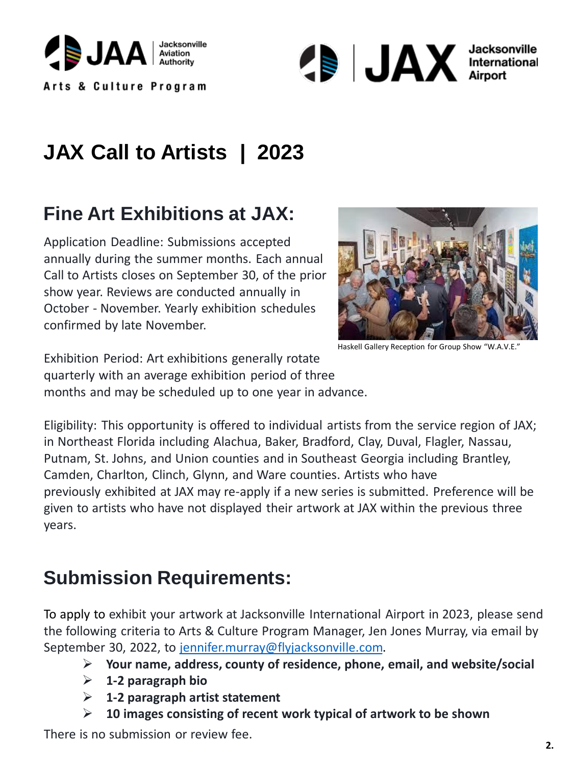JAA Jacksonville Aviation Authority

Arts & Culture Program

JAX Jacksonville International Airport

# JAX Call to Artists | 2023

## Fine Art Exhibitions at JAX:

Application Deadline: Submissions accepted annually during the summer months. Each annual Call to Artists closes on September 30, of the prior show year. Reviews are conducted annually in October - November. Yearly exhibition schedules confirmed by late November.

Haskell Gallery Reception for Group Show "W.A.V.E."

Exhibition Period: Art exhibitions generally rotate quarterly with an average exhibition period of three months and may be scheduled up to one year in advance.

Eligibility: This opportunity is offered to individual artists from the service region of JAX; in Northeast Florida including Alachua, Baker, Bradford, Clay, Duval, Flagler, Nassau, Putnam, St. Johns, and Union counties and in Southeast Georgia including Brantley, Camden, Charlton, Clinch, Glynn, and Ware counties. Artists who have previously exhibited at JAX may re-apply if a new series is submitted. Preference will be given to artists who have not displayed their artwork at JAX within the previous three years.

## Submission Requirements:

To apply to exhibit your artwork at Jacksonville International Airport in 2023, please send the following criteria to Arts & Culture Program Manager, Jen Jones Murray, via email by September 30, 2022, to jennifer.murray@flyjacksonville.com.

- **Your name, address, county of residence, phone, email, and website/social**
- **1-2 paragraph bio**
- **1-2 paragraph artist statement**
- **10 images consisting of recent work typical of artwork to be shown**

There is no submission or review fee.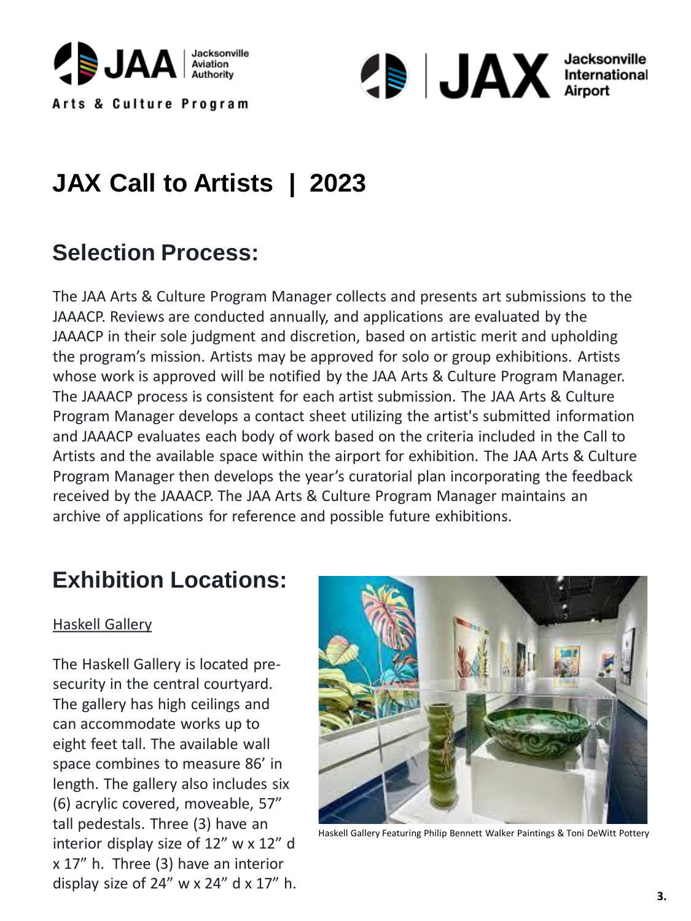# JAX Call to Artists | 2023

## Selection Process:

The JAA Arts & Culture Program Manager collects and presents art submissions to the JAAACP. Reviews are conducted annually, and applications are evaluated by the JAAACP in their sole judgment and discretion, based on artistic merit and upholding the program's mission. Artists may be approved for solo or group exhibitions. Artists whose work is approved will be notified by the JAA Arts & Culture Program Manager. The JAAACP process is consistent for each artist submission. The JAA Arts & Culture Program Manager develops a contact sheet utilizing the artist's submitted information and JAAACP evaluates each body of work based on the criteria included in the Call to Artists and the available space within the airport for exhibition. The JAA Arts & Culture Program Manager then develops the year's curatorial plan incorporating the feedback received by the JAAACP. The JAA Arts & Culture Program Manager maintains an archive of applications for reference and possible future exhibitions.

## Exhibition Locations:

Haskell Gallery

The Haskell Gallery is located pre-security in the central courtyard. The gallery has high ceilings and can accommodate works up to eight feet tall. The available wall space combines to measure 86' in length. The gallery also includes six (6) acrylic covered, moveable, 57" tall pedestals. Three (3) have an interior display size of 12" w x 12" d x 17" h. Three (3) have an interior display size of 24" w x 24" d x 17" h.

Haskell Gallery Featuring Philip Bennett Walker Paintings & Toni DeWitt Pottery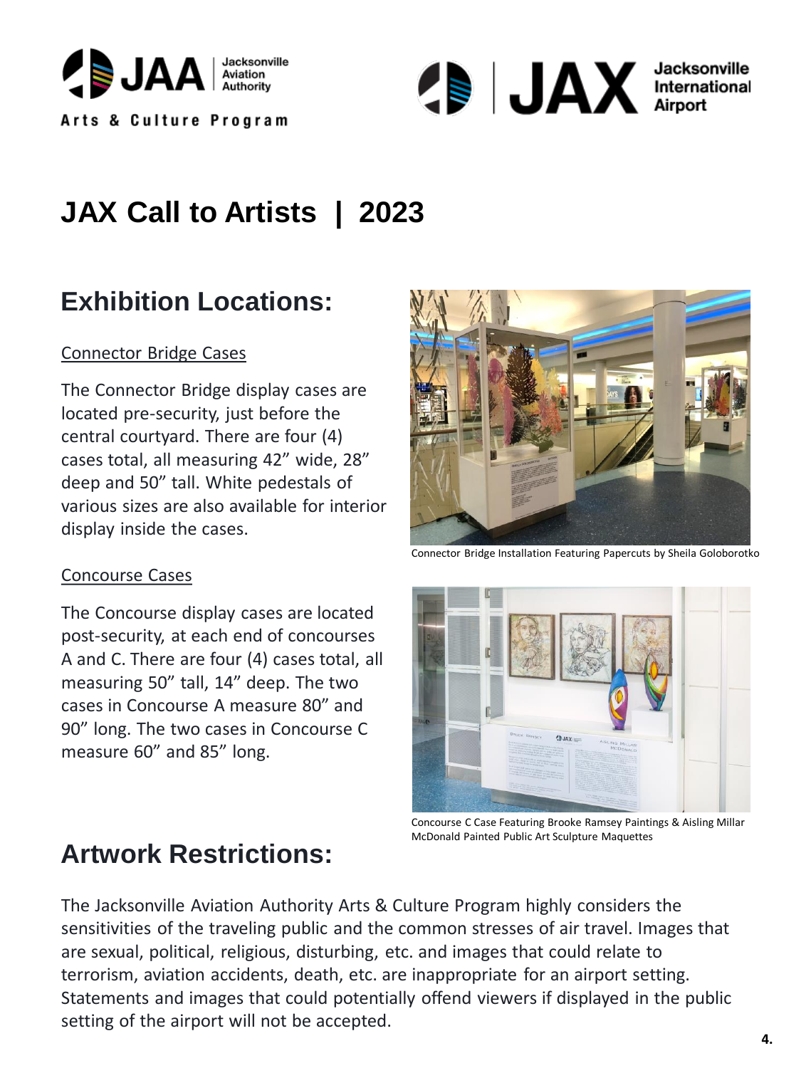# JAX Call to Artists | 2023

## Exhibition Locations:

Connector Bridge Cases

The Connector Bridge display cases are located pre-security, just before the central courtyard. There are four (4) cases total, all measuring 42” wide, 28” deep and 50” tall. White pedestals of various sizes are also available for interior display inside the cases.

Connector Bridge Installation Featuring Papercuts by Sheila Goloborotko

Concourse Cases

The Concourse display cases are located post-security, at each end of concourses A and C. There are four (4) cases total, all measuring 50” tall, 14” deep. The two cases in Concourse A measure 80” and 90” long. The two cases in Concourse C measure 60” and 85” long.

Concourse C Case Featuring Brooke Ramsey Paintings & Aisling Millar McDonald Painted Public Art Sculpture Maquettes

## Artwork Restrictions:

The Jacksonville Aviation Authority Arts & Culture Program highly considers the sensitivities of the traveling public and the common stresses of air travel. Images that are sexual, political, religious, disturbing, etc. and images that could relate to terrorism, aviation accidents, death, etc. are inappropriate for an airport setting. Statements and images that could potentially offend viewers if displayed in the public setting of the airport will not be accepted.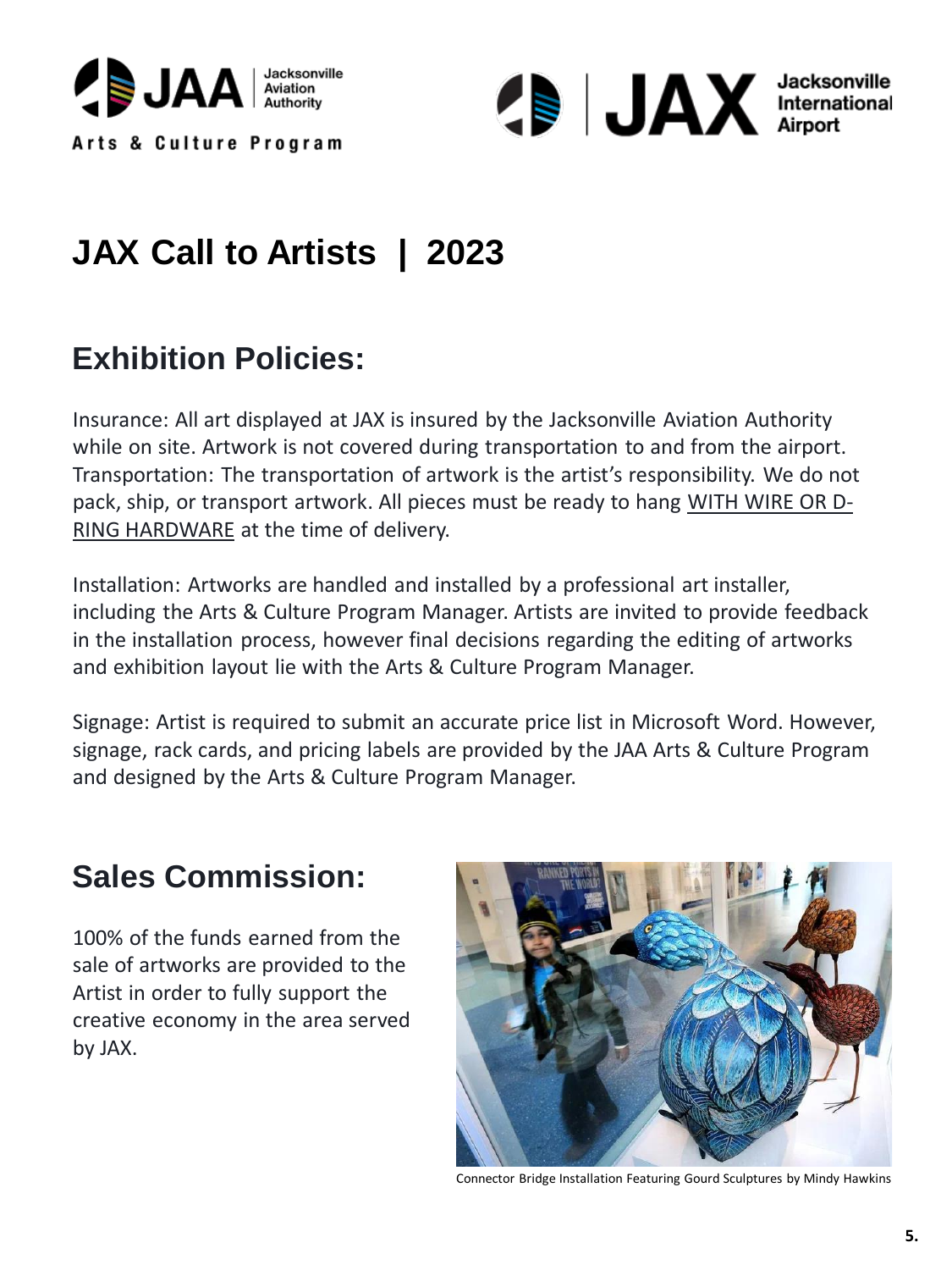# JAX Call to Artists | 2023

## Exhibition Policies:

Insurance: All art displayed at JAX is insured by the Jacksonville Aviation Authority while on site. Artwork is not covered during transportation to and from the airport. Transportation: The transportation of artwork is the artist's responsibility. We do not pack, ship, or transport artwork. All pieces must be ready to hang WITH WIRE OR D-RING HARDWARE at the time of delivery.

Installation: Artworks are handled and installed by a professional art installer, including the Arts & Culture Program Manager. Artists are invited to provide feedback in the installation process, however final decisions regarding the editing of artworks and exhibition layout lie with the Arts & Culture Program Manager.

Signage: Artist is required to submit an accurate price list in Microsoft Word. However, signage, rack cards, and pricing labels are provided by the JAA Arts & Culture Program and designed by the Arts & Culture Program Manager.

## Sales Commission:

100% of the funds earned from the sale of artworks are provided to the Artist in order to fully support the creative economy in the area served by JAX.

Connector Bridge Installation Featuring Gourd Sculptures by Mindy Hawkins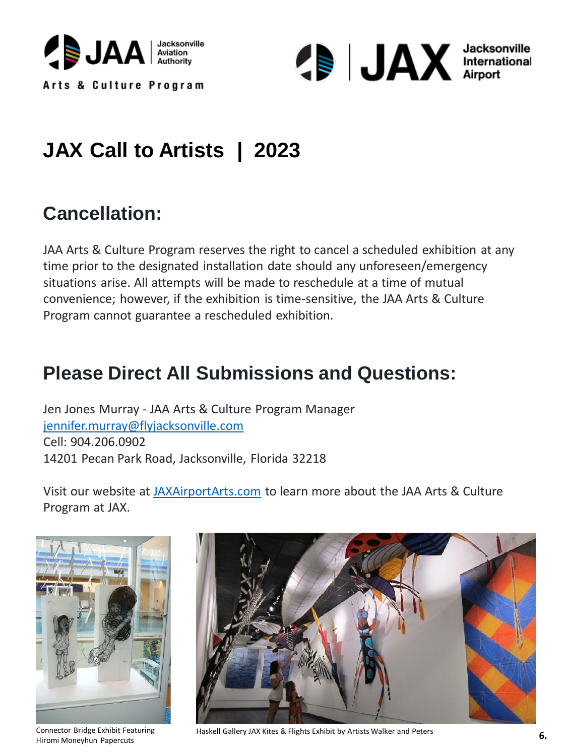# JAX Call to Artists | 2023

## Cancellation:

JAA Arts & Culture Program reserves the right to cancel a scheduled exhibition at any time prior to the designated installation date should any unforeseen/emergency situations arise. All attempts will be made to reschedule at a time of mutual convenience; however, if the exhibition is time-sensitive, the JAA Arts & Culture Program cannot guarantee a rescheduled exhibition.

## Please Direct All Submissions and Questions:

Jen Jones Murray - JAA Arts & Culture Program Manager
jennifer.murray@flyjacksonville.com
Cell: 904.206.0902
14201 Pecan Park Road, Jacksonville, Florida 32218

Visit our website at JAXAirportArts.com to learn more about the JAA Arts & Culture Program at JAX.

Connector Bridge Exhibit Featuring Hiromi Moneyhun Papercuts

Haskell Gallery JAX Kites & Flights Exhibit by Artists Walker and Peters